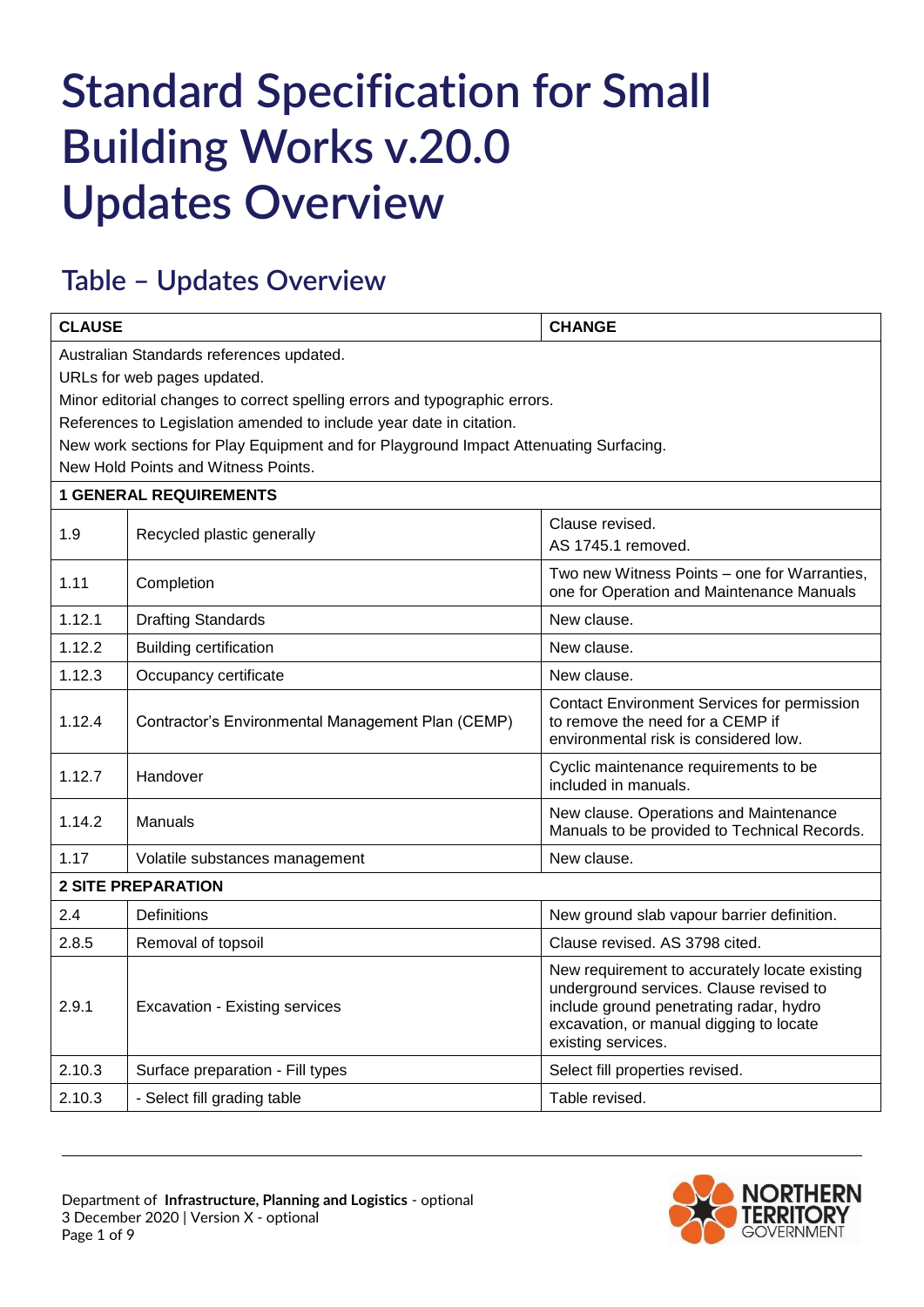# Standard Specification for Small Building Works v.20.0 Updates Overview

## Table – Updates Overview

| CLAUSE | | CHANGE |
|---|---|---|
| Australian Standards references updated.<br>URLs for web pages updated.<br>Minor editorial changes to correct spelling errors and typographic errors.<br>References to Legislation amended to include year date in citation.<br>New work sections for Play Equipment and for Playground Impact Attenuating Surfacing.<br>New Hold Points and Witness Points. | | |
| **1 GENERAL REQUIREMENTS** | | |
| 1.9 | Recycled plastic generally | Clause revised.<br>AS 1745.1 removed. |
| 1.11 | Completion | Two new Witness Points – one for Warranties, one for Operation and Maintenance Manuals |
| 1.12.1 | Drafting Standards | New clause. |
| 1.12.2 | Building certification | New clause. |
| 1.12.3 | Occupancy certificate | New clause. |
| 1.12.4 | Contractor's Environmental Management Plan (CEMP) | Contact Environment Services for permission to remove the need for a CEMP if environmental risk is considered low. |
| 1.12.7 | Handover | Cyclic maintenance requirements to be included in manuals. |
| 1.14.2 | Manuals | New clause. Operations and Maintenance Manuals to be provided to Technical Records. |
| 1.17 | Volatile substances management | New clause. |
| **2 SITE PREPARATION** | | |
| 2.4 | Definitions | New ground slab vapour barrier definition. |
| 2.8.5 | Removal of topsoil | Clause revised. AS 3798 cited. |
| 2.9.1 | Excavation - Existing services | New requirement to accurately locate existing underground services. Clause revised to include ground penetrating radar, hydro excavation, or manual digging to locate existing services. |
| 2.10.3 | Surface preparation - Fill types | Select fill properties revised. |
| 2.10.3 | - Select fill grading table | Table revised. |

Department of **Infrastructure, Planning and Logistics** - optional
3 December 2020 | Version X - optional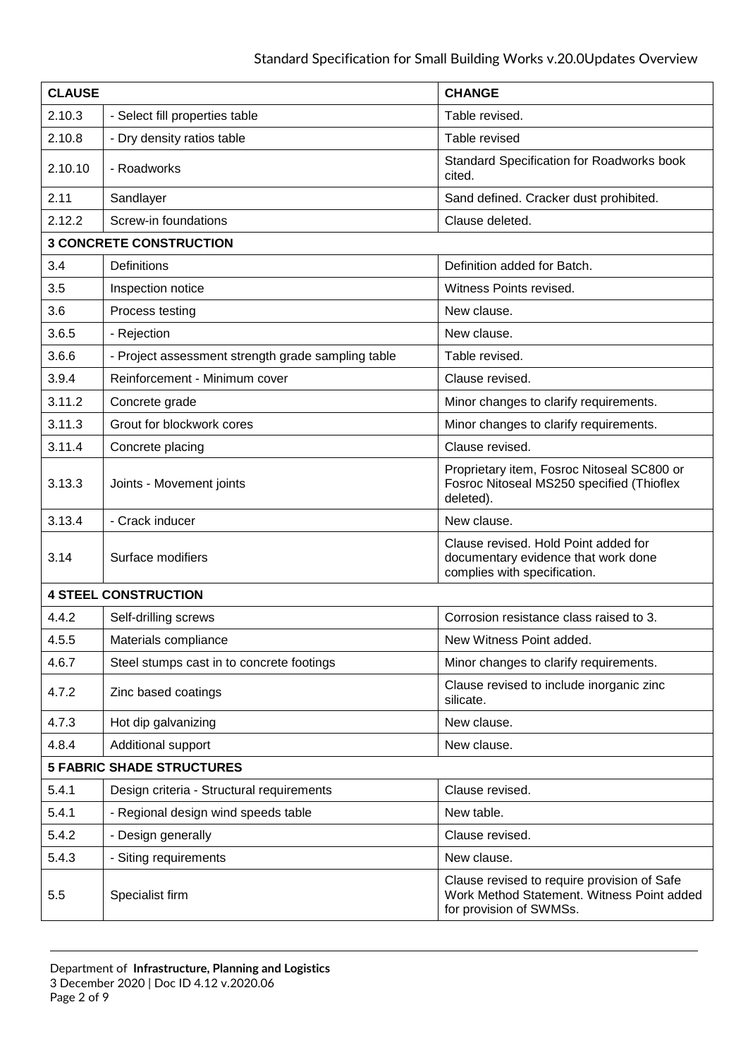| CLAUSE | | CHANGE |
|---|---|---|
| 2.10.3 | - Select fill properties table | Table revised. |
| 2.10.8 | - Dry density ratios table | Table revised |
| 2.10.10 | - Roadworks | Standard Specification for Roadworks book cited. |
| 2.11 | Sandlayer | Sand defined. Cracker dust prohibited. |
| 2.12.2 | Screw-in foundations | Clause deleted. |
| **3 CONCRETE CONSTRUCTION** | | |
| 3.4 | Definitions | Definition added for Batch. |
| 3.5 | Inspection notice | Witness Points revised. |
| 3.6 | Process testing | New clause. |
| 3.6.5 | - Rejection | New clause. |
| 3.6.6 | - Project assessment strength grade sampling table | Table revised. |
| 3.9.4 | Reinforcement - Minimum cover | Clause revised. |
| 3.11.2 | Concrete grade | Minor changes to clarify requirements. |
| 3.11.3 | Grout for blockwork cores | Minor changes to clarify requirements. |
| 3.11.4 | Concrete placing | Clause revised. |
| 3.13.3 | Joints - Movement joints | Proprietary item, Fosroc Nitoseal SC800 or Fosroc Nitoseal MS250 specified (Thioflex deleted). |
| 3.13.4 | - Crack inducer | New clause. |
| 3.14 | Surface modifiers | Clause revised. Hold Point added for documentary evidence that work done complies with specification. |
| **4 STEEL CONSTRUCTION** | | |
| 4.4.2 | Self-drilling screws | Corrosion resistance class raised to 3. |
| 4.5.5 | Materials compliance | New Witness Point added. |
| 4.6.7 | Steel stumps cast in to concrete footings | Minor changes to clarify requirements. |
| 4.7.2 | Zinc based coatings | Clause revised to include inorganic zinc silicate. |
| 4.7.3 | Hot dip galvanizing | New clause. |
| 4.8.4 | Additional support | New clause. |
| **5 FABRIC SHADE STRUCTURES** | | |
| 5.4.1 | Design criteria - Structural requirements | Clause revised. |
| 5.4.1 | - Regional design wind speeds table | New table. |
| 5.4.2 | - Design generally | Clause revised. |
| 5.4.3 | - Siting requirements | New clause. |
| 5.5 | Specialist firm | Clause revised to require provision of Safe Work Method Statement. Witness Point added for provision of SWMSs. |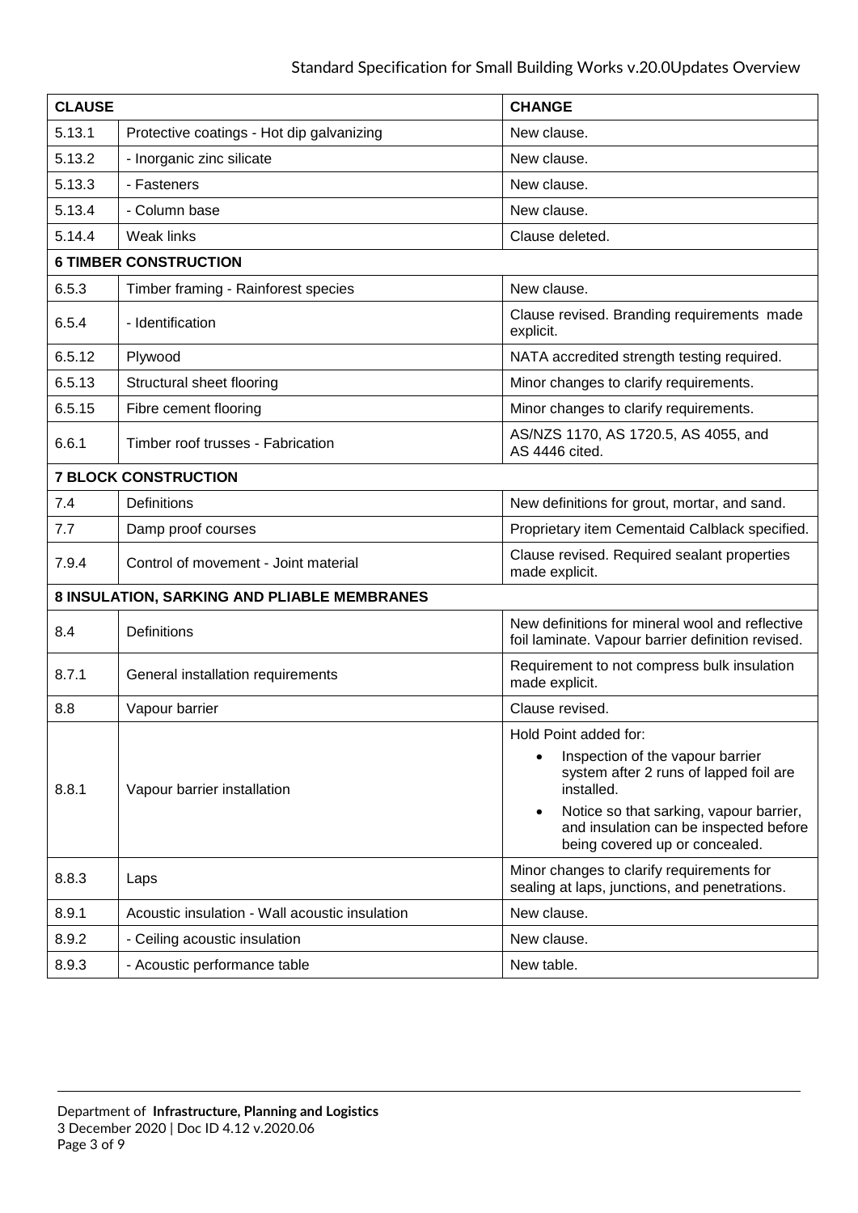| CLAUSE | | CHANGE |
|---|---|---|
| 5.13.1 | Protective coatings - Hot dip galvanizing | New clause. |
| 5.13.2 | - Inorganic zinc silicate | New clause. |
| 5.13.3 | - Fasteners | New clause. |
| 5.13.4 | - Column base | New clause. |
| 5.14.4 | Weak links | Clause deleted. |
| **6 TIMBER CONSTRUCTION** | | |
| 6.5.3 | Timber framing - Rainforest species | New clause. |
| 6.5.4 | - Identification | Clause revised. Branding requirements made explicit. |
| 6.5.12 | Plywood | NATA accredited strength testing required. |
| 6.5.13 | Structural sheet flooring | Minor changes to clarify requirements. |
| 6.5.15 | Fibre cement flooring | Minor changes to clarify requirements. |
| 6.6.1 | Timber roof trusses - Fabrication | AS/NZS 1170, AS 1720.5, AS 4055, and AS 4446 cited. |
| **7 BLOCK CONSTRUCTION** | | |
| 7.4 | Definitions | New definitions for grout, mortar, and sand. |
| 7.7 | Damp proof courses | Proprietary item Cementaid Calblack specified. |
| 7.9.4 | Control of movement - Joint material | Clause revised. Required sealant properties made explicit. |
| **8 INSULATION, SARKING AND PLIABLE MEMBRANES** | | |
| 8.4 | Definitions | New definitions for mineral wool and reflective foil laminate. Vapour barrier definition revised. |
| 8.7.1 | General installation requirements | Requirement to not compress bulk insulation made explicit. |
| 8.8 | Vapour barrier | Clause revised. |
| 8.8.1 | Vapour barrier installation | Hold Point added for:<br>• Inspection of the vapour barrier system after 2 runs of lapped foil are installed.<br>• Notice so that sarking, vapour barrier, and insulation can be inspected before being covered up or concealed. |
| 8.8.3 | Laps | Minor changes to clarify requirements for sealing at laps, junctions, and penetrations. |
| 8.9.1 | Acoustic insulation - Wall acoustic insulation | New clause. |
| 8.9.2 | - Ceiling acoustic insulation | New clause. |
| 8.9.3 | - Acoustic performance table | New table. |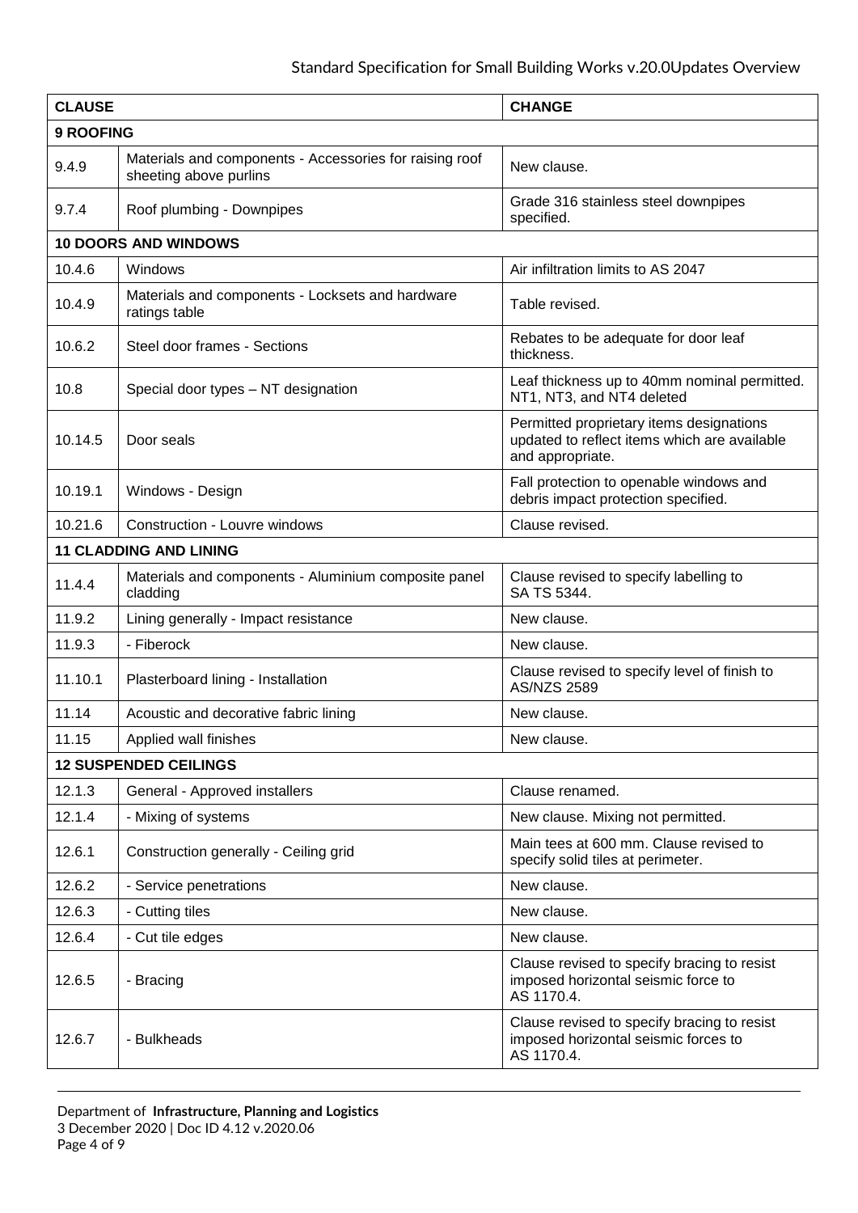| CLAUSE | | CHANGE |
|---|---|---|
| **9 ROOFING** | | |
| 9.4.9 | Materials and components - Accessories for raising roof sheeting above purlins | New clause. |
| 9.7.4 | Roof plumbing - Downpipes | Grade 316 stainless steel downpipes specified. |
| **10 DOORS AND WINDOWS** | | |
| 10.4.6 | Windows | Air infiltration limits to AS 2047 |
| 10.4.9 | Materials and components - Locksets and hardware ratings table | Table revised. |
| 10.6.2 | Steel door frames - Sections | Rebates to be adequate for door leaf thickness. |
| 10.8 | Special door types – NT designation | Leaf thickness up to 40mm nominal permitted. NT1, NT3, and NT4 deleted |
| 10.14.5 | Door seals | Permitted proprietary items designations updated to reflect items which are available and appropriate. |
| 10.19.1 | Windows - Design | Fall protection to openable windows and debris impact protection specified. |
| 10.21.6 | Construction - Louvre windows | Clause revised. |
| **11 CLADDING AND LINING** | | |
| 11.4.4 | Materials and components - Aluminium composite panel cladding | Clause revised to specify labelling to SA TS 5344. |
| 11.9.2 | Lining generally - Impact resistance | New clause. |
| 11.9.3 | - Fiberock | New clause. |
| 11.10.1 | Plasterboard lining - Installation | Clause revised to specify level of finish to AS/NZS 2589 |
| 11.14 | Acoustic and decorative fabric lining | New clause. |
| 11.15 | Applied wall finishes | New clause. |
| **12 SUSPENDED CEILINGS** | | |
| 12.1.3 | General - Approved installers | Clause renamed. |
| 12.1.4 | - Mixing of systems | New clause. Mixing not permitted. |
| 12.6.1 | Construction generally - Ceiling grid | Main tees at 600 mm. Clause revised to specify solid tiles at perimeter. |
| 12.6.2 | - Service penetrations | New clause. |
| 12.6.3 | - Cutting tiles | New clause. |
| 12.6.4 | - Cut tile edges | New clause. |
| 12.6.5 | - Bracing | Clause revised to specify bracing to resist imposed horizontal seismic force to AS 1170.4. |
| 12.6.7 | - Bulkheads | Clause revised to specify bracing to resist imposed horizontal seismic forces to AS 1170.4. |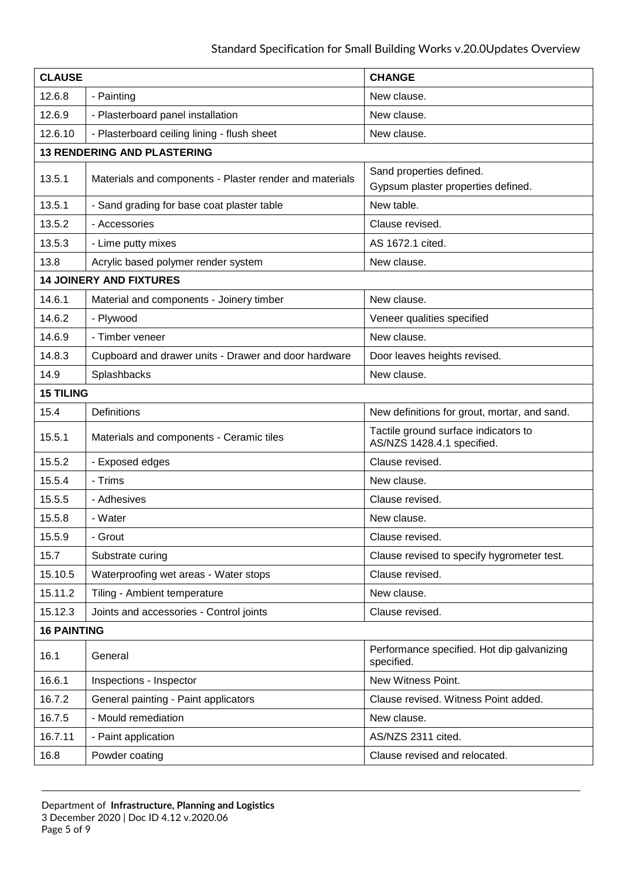| CLAUSE | | CHANGE |
|---|---|---|
| 12.6.8 | - Painting | New clause. |
| 12.6.9 | - Plasterboard panel installation | New clause. |
| 12.6.10 | - Plasterboard ceiling lining - flush sheet | New clause. |
| **13 RENDERING AND PLASTERING** | | |
| 13.5.1 | Materials and components - Plaster render and materials | Sand properties defined.<br>Gypsum plaster properties defined. |
| 13.5.1 | - Sand grading for base coat plaster table | New table. |
| 13.5.2 | - Accessories | Clause revised. |
| 13.5.3 | - Lime putty mixes | AS 1672.1 cited. |
| 13.8 | Acrylic based polymer render system | New clause. |
| **14 JOINERY AND FIXTURES** | | |
| 14.6.1 | Material and components - Joinery timber | New clause. |
| 14.6.2 | - Plywood | Veneer qualities specified |
| 14.6.9 | - Timber veneer | New clause. |
| 14.8.3 | Cupboard and drawer units - Drawer and door hardware | Door leaves heights revised. |
| 14.9 | Splashbacks | New clause. |
| **15 TILING** | | |
| 15.4 | Definitions | New definitions for grout, mortar, and sand. |
| 15.5.1 | Materials and components - Ceramic tiles | Tactile ground surface indicators to AS/NZS 1428.4.1 specified. |
| 15.5.2 | - Exposed edges | Clause revised. |
| 15.5.4 | - Trims | New clause. |
| 15.5.5 | - Adhesives | Clause revised. |
| 15.5.8 | - Water | New clause. |
| 15.5.9 | - Grout | Clause revised. |
| 15.7 | Substrate curing | Clause revised to specify hygrometer test. |
| 15.10.5 | Waterproofing wet areas - Water stops | Clause revised. |
| 15.11.2 | Tiling - Ambient temperature | New clause. |
| 15.12.3 | Joints and accessories - Control joints | Clause revised. |
| **16 PAINTING** | | |
| 16.1 | General | Performance specified. Hot dip galvanizing specified. |
| 16.6.1 | Inspections - Inspector | New Witness Point. |
| 16.7.2 | General painting - Paint applicators | Clause revised. Witness Point added. |
| 16.7.5 | - Mould remediation | New clause. |
| 16.7.11 | - Paint application | AS/NZS 2311 cited. |
| 16.8 | Powder coating | Clause revised and relocated. |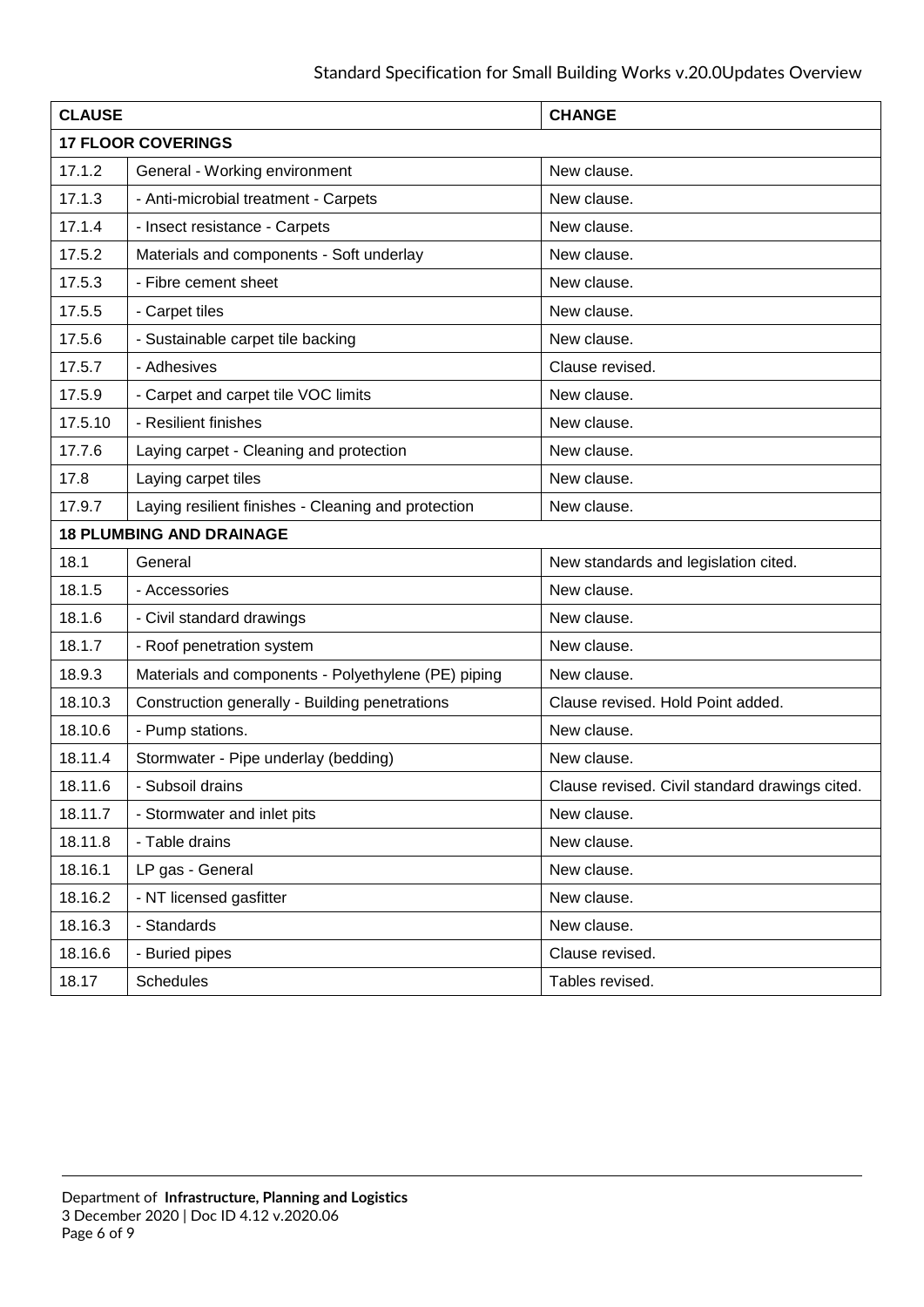| CLAUSE | | CHANGE |
|---|---|---|
| **17 FLOOR COVERINGS** | | |
| 17.1.2 | General - Working environment | New clause. |
| 17.1.3 | - Anti-microbial treatment - Carpets | New clause. |
| 17.1.4 | - Insect resistance - Carpets | New clause. |
| 17.5.2 | Materials and components - Soft underlay | New clause. |
| 17.5.3 | - Fibre cement sheet | New clause. |
| 17.5.5 | - Carpet tiles | New clause. |
| 17.5.6 | - Sustainable carpet tile backing | New clause. |
| 17.5.7 | - Adhesives | Clause revised. |
| 17.5.9 | - Carpet and carpet tile VOC limits | New clause. |
| 17.5.10 | - Resilient finishes | New clause. |
| 17.7.6 | Laying carpet - Cleaning and protection | New clause. |
| 17.8 | Laying carpet tiles | New clause. |
| 17.9.7 | Laying resilient finishes - Cleaning and protection | New clause. |
| **18 PLUMBING AND DRAINAGE** | | |
| 18.1 | General | New standards and legislation cited. |
| 18.1.5 | - Accessories | New clause. |
| 18.1.6 | - Civil standard drawings | New clause. |
| 18.1.7 | - Roof penetration system | New clause. |
| 18.9.3 | Materials and components - Polyethylene (PE) piping | New clause. |
| 18.10.3 | Construction generally - Building penetrations | Clause revised. Hold Point added. |
| 18.10.6 | - Pump stations. | New clause. |
| 18.11.4 | Stormwater - Pipe underlay (bedding) | New clause. |
| 18.11.6 | - Subsoil drains | Clause revised. Civil standard drawings cited. |
| 18.11.7 | - Stormwater and inlet pits | New clause. |
| 18.11.8 | - Table drains | New clause. |
| 18.16.1 | LP gas - General | New clause. |
| 18.16.2 | - NT licensed gasfitter | New clause. |
| 18.16.3 | - Standards | New clause. |
| 18.16.6 | - Buried pipes | Clause revised. |
| 18.17 | Schedules | Tables revised. |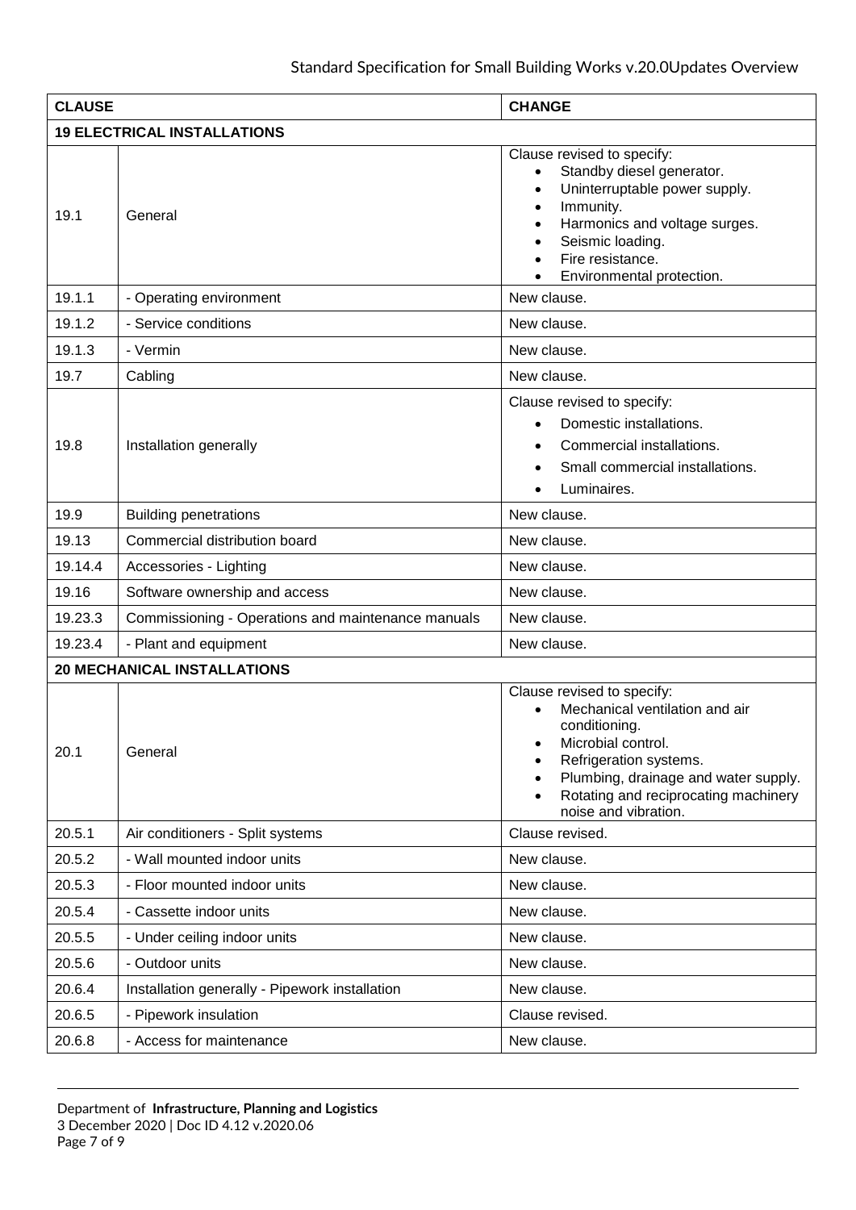| CLAUSE | | CHANGE |
|---|---|---|
| **19 ELECTRICAL INSTALLATIONS** | | |
| 19.1 | General | Clause revised to specify:<br>• Standby diesel generator.<br>• Uninterruptable power supply.<br>• Immunity.<br>• Harmonics and voltage surges.<br>• Seismic loading.<br>• Fire resistance.<br>• Environmental protection. |
| 19.1.1 | - Operating environment | New clause. |
| 19.1.2 | - Service conditions | New clause. |
| 19.1.3 | - Vermin | New clause. |
| 19.7 | Cabling | New clause. |
| 19.8 | Installation generally | Clause revised to specify:<br>• Domestic installations.<br>• Commercial installations.<br>• Small commercial installations.<br>• Luminaires. |
| 19.9 | Building penetrations | New clause. |
| 19.13 | Commercial distribution board | New clause. |
| 19.14.4 | Accessories - Lighting | New clause. |
| 19.16 | Software ownership and access | New clause. |
| 19.23.3 | Commissioning - Operations and maintenance manuals | New clause. |
| 19.23.4 | - Plant and equipment | New clause. |
| **20 MECHANICAL INSTALLATIONS** | | |
| 20.1 | General | Clause revised to specify:<br>• Mechanical ventilation and air conditioning.<br>• Microbial control.<br>• Refrigeration systems.<br>• Plumbing, drainage and water supply.<br>• Rotating and reciprocating machinery noise and vibration. |
| 20.5.1 | Air conditioners - Split systems | Clause revised. |
| 20.5.2 | - Wall mounted indoor units | New clause. |
| 20.5.3 | - Floor mounted indoor units | New clause. |
| 20.5.4 | - Cassette indoor units | New clause. |
| 20.5.5 | - Under ceiling indoor units | New clause. |
| 20.5.6 | - Outdoor units | New clause. |
| 20.6.4 | Installation generally - Pipework installation | New clause. |
| 20.6.5 | - Pipework insulation | Clause revised. |
| 20.6.8 | - Access for maintenance | New clause. |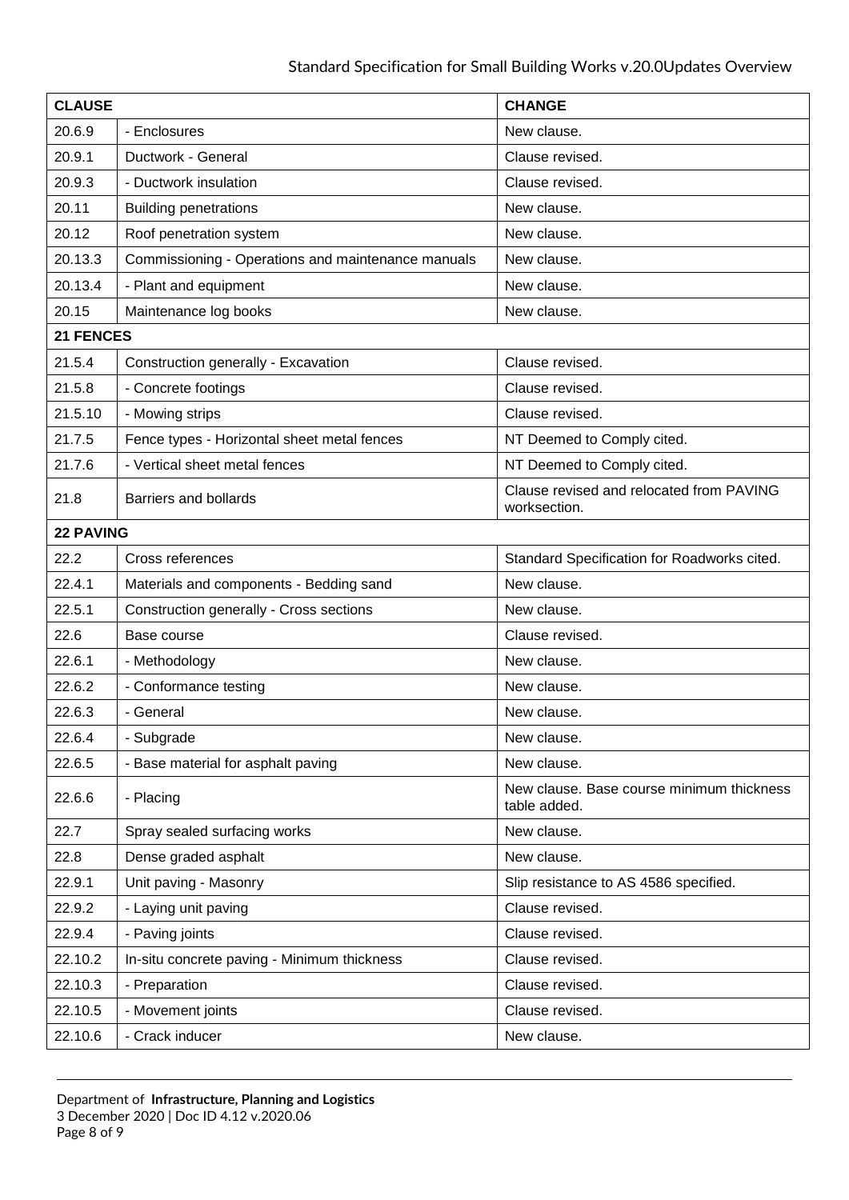| CLAUSE | | CHANGE |
|---|---|---|
| 20.6.9 | - Enclosures | New clause. |
| 20.9.1 | Ductwork - General | Clause revised. |
| 20.9.3 | - Ductwork insulation | Clause revised. |
| 20.11 | Building penetrations | New clause. |
| 20.12 | Roof penetration system | New clause. |
| 20.13.3 | Commissioning - Operations and maintenance manuals | New clause. |
| 20.13.4 | - Plant and equipment | New clause. |
| 20.15 | Maintenance log books | New clause. |
| **21 FENCES** | | |
| 21.5.4 | Construction generally - Excavation | Clause revised. |
| 21.5.8 | - Concrete footings | Clause revised. |
| 21.5.10 | - Mowing strips | Clause revised. |
| 21.7.5 | Fence types - Horizontal sheet metal fences | NT Deemed to Comply cited. |
| 21.7.6 | - Vertical sheet metal fences | NT Deemed to Comply cited. |
| 21.8 | Barriers and bollards | Clause revised and relocated from PAVING worksection. |
| **22 PAVING** | | |
| 22.2 | Cross references | Standard Specification for Roadworks cited. |
| 22.4.1 | Materials and components - Bedding sand | New clause. |
| 22.5.1 | Construction generally - Cross sections | New clause. |
| 22.6 | Base course | Clause revised. |
| 22.6.1 | - Methodology | New clause. |
| 22.6.2 | - Conformance testing | New clause. |
| 22.6.3 | - General | New clause. |
| 22.6.4 | - Subgrade | New clause. |
| 22.6.5 | - Base material for asphalt paving | New clause. |
| 22.6.6 | - Placing | New clause. Base course minimum thickness table added. |
| 22.7 | Spray sealed surfacing works | New clause. |
| 22.8 | Dense graded asphalt | New clause. |
| 22.9.1 | Unit paving - Masonry | Slip resistance to AS 4586 specified. |
| 22.9.2 | - Laying unit paving | Clause revised. |
| 22.9.4 | - Paving joints | Clause revised. |
| 22.10.2 | In-situ concrete paving - Minimum thickness | Clause revised. |
| 22.10.3 | - Preparation | Clause revised. |
| 22.10.5 | - Movement joints | Clause revised. |
| 22.10.6 | - Crack inducer | New clause. |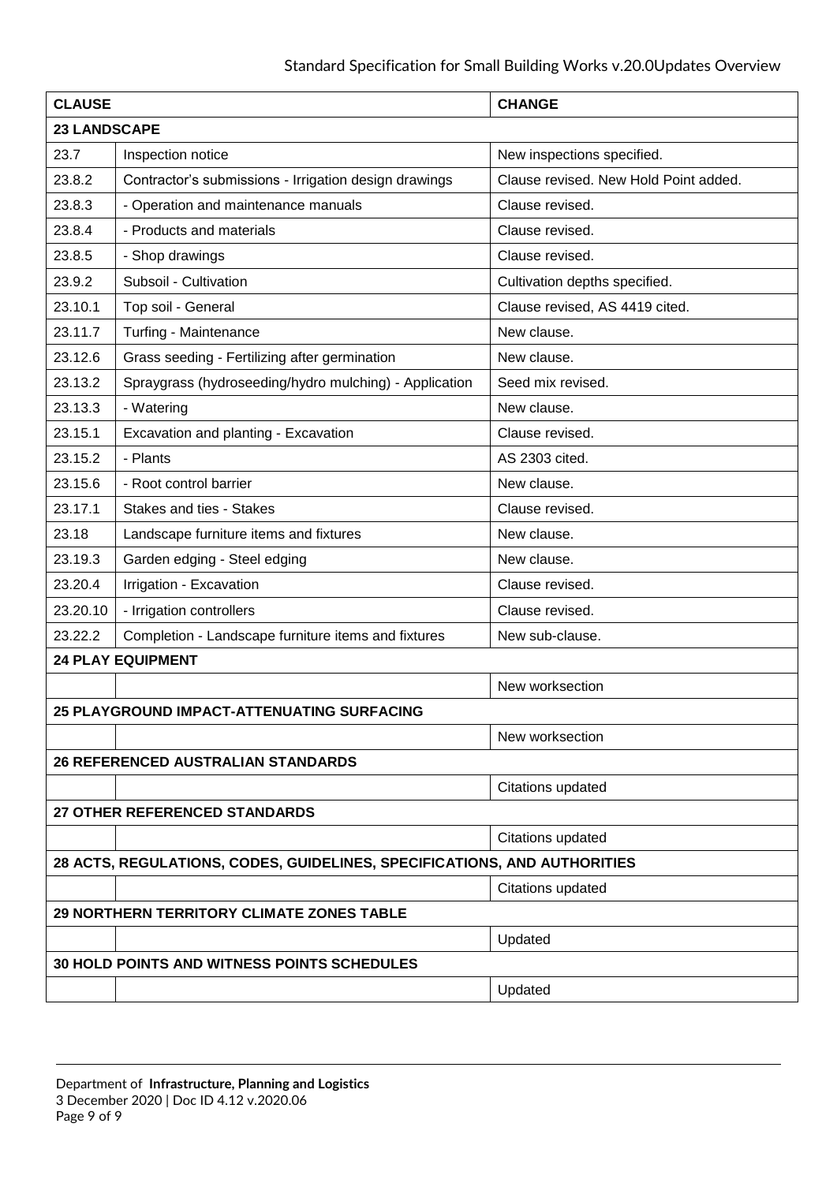| CLAUSE | | CHANGE |
| --- | --- | --- |
| **23 LANDSCAPE** | | |
| 23.7 | Inspection notice | New inspections specified. |
| 23.8.2 | Contractor's submissions - Irrigation design drawings | Clause revised. New Hold Point added. |
| 23.8.3 | - Operation and maintenance manuals | Clause revised. |
| 23.8.4 | - Products and materials | Clause revised. |
| 23.8.5 | - Shop drawings | Clause revised. |
| 23.9.2 | Subsoil - Cultivation | Cultivation depths specified. |
| 23.10.1 | Top soil - General | Clause revised, AS 4419 cited. |
| 23.11.7 | Turfing - Maintenance | New clause. |
| 23.12.6 | Grass seeding - Fertilizing after germination | New clause. |
| 23.13.2 | Spraygrass (hydroseeding/hydro mulching) - Application | Seed mix revised. |
| 23.13.3 | - Watering | New clause. |
| 23.15.1 | Excavation and planting - Excavation | Clause revised. |
| 23.15.2 | - Plants | AS 2303 cited. |
| 23.15.6 | - Root control barrier | New clause. |
| 23.17.1 | Stakes and ties - Stakes | Clause revised. |
| 23.18 | Landscape furniture items and fixtures | New clause. |
| 23.19.3 | Garden edging - Steel edging | New clause. |
| 23.20.4 | Irrigation - Excavation | Clause revised. |
| 23.20.10 | - Irrigation controllers | Clause revised. |
| 23.22.2 | Completion - Landscape furniture items and fixtures | New sub-clause. |
| **24 PLAY EQUIPMENT** | | |
| | | New worksection |
| **25 PLAYGROUND IMPACT-ATTENUATING SURFACING** | | |
| | | New worksection |
| **26 REFERENCED AUSTRALIAN STANDARDS** | | |
| | | Citations updated |
| **27 OTHER REFERENCED STANDARDS** | | |
| | | Citations updated |
| **28 ACTS, REGULATIONS, CODES, GUIDELINES, SPECIFICATIONS, AND AUTHORITIES** | | |
| | | Citations updated |
| **29 NORTHERN TERRITORY CLIMATE ZONES TABLE** | | |
| | | Updated |
| **30 HOLD POINTS AND WITNESS POINTS SCHEDULES** | | |
| | | Updated |